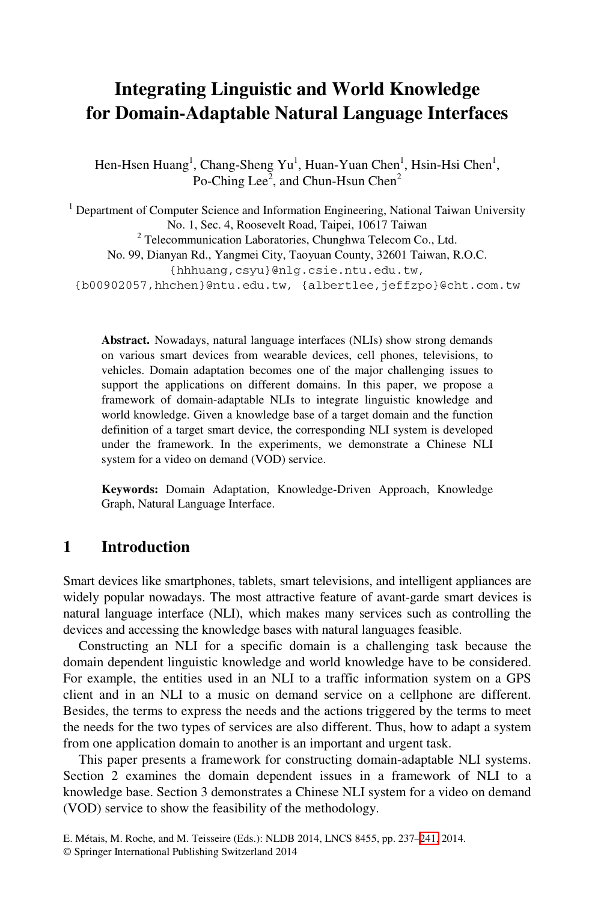# Integrating Linguistic and World Knowledge for Domain-Adaptable Natural Language Interfaces

Hen-Hsen Huang[1], Chang-Sheng Yu[1], Huan-Yuan Chen[1], Hsin-Hsi Chen[1], Po-Ching Lee[2], and Chun-Hsun Chen[2]

[1] Department of Computer Science and Information Engineering, National Taiwan University
No. 1, Sec. 4, Roosevelt Road, Taipei, 10617 Taiwan
[2] Telecommunication Laboratories, Chunghwa Telecom Co., Ltd.
No. 99, Dianyan Rd., Yangmei City, Taoyuan County, 32601 Taiwan, R.O.C.
{hhhuang,csyu}@nlg.csie.ntu.edu.tw,
{b00902057,hhchen}@ntu.edu.tw, {albertlee,jeffzpo}@cht.com.tw

**Abstract.** Nowadays, natural language interfaces (NLIs) show strong demands on various smart devices from wearable devices, cell phones, televisions, to vehicles. Domain adaptation becomes one of the major challenging issues to support the applications on different domains. In this paper, we propose a framework of domain-adaptable NLIs to integrate linguistic knowledge and world knowledge. Given a knowledge base of a target domain and the function definition of a target smart device, the corresponding NLI system is developed under the framework. In the experiments, we demonstrate a Chinese NLI system for a video on demand (VOD) service.

**Keywords:** Domain Adaptation, Knowledge-Driven Approach, Knowledge Graph, Natural Language Interface.

## 1 Introduction

Smart devices like smartphones, tablets, smart televisions, and intelligent appliances are widely popular nowadays. The most attractive feature of avant-garde smart devices is natural language interface (NLI), which makes many services such as controlling the devices and accessing the knowledge bases with natural languages feasible.

Constructing an NLI for a specific domain is a challenging task because the domain dependent linguistic knowledge and world knowledge have to be considered. For example, the entities used in an NLI to a traffic information system on a GPS client and in an NLI to a music on demand service on a cellphone are different. Besides, the terms to express the needs and the actions triggered by the terms to meet the needs for the two types of services are also different. Thus, how to adapt a system from one application domain to another is an important and urgent task.

This paper presents a framework for constructing domain-adaptable NLI systems. Section 2 examines the domain dependent issues in a framework of NLI to a knowledge base. Section 3 demonstrates a Chinese NLI system for a video on demand (VOD) service to show the feasibility of the methodology.

E. Métais, M. Roche, and M. Teisseire (Eds.): NLDB 2014, LNCS 8455, pp. 237–241, 2014.
© Springer International Publishing Switzerland 2014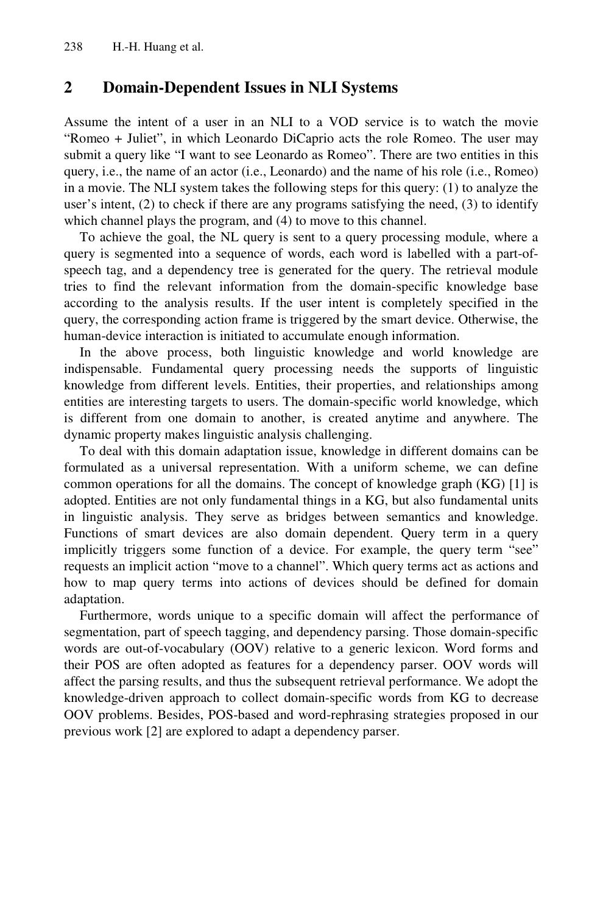## 2 Domain-Dependent Issues in NLI Systems

Assume the intent of a user in an NLI to a VOD service is to watch the movie "Romeo + Juliet", in which Leonardo DiCaprio acts the role Romeo. The user may submit a query like "I want to see Leonardo as Romeo". There are two entities in this query, i.e., the name of an actor (i.e., Leonardo) and the name of his role (i.e., Romeo) in a movie. The NLI system takes the following steps for this query: (1) to analyze the user's intent, (2) to check if there are any programs satisfying the need, (3) to identify which channel plays the program, and (4) to move to this channel.

To achieve the goal, the NL query is sent to a query processing module, where a query is segmented into a sequence of words, each word is labelled with a part-of-speech tag, and a dependency tree is generated for the query. The retrieval module tries to find the relevant information from the domain-specific knowledge base according to the analysis results. If the user intent is completely specified in the query, the corresponding action frame is triggered by the smart device. Otherwise, the human-device interaction is initiated to accumulate enough information.

In the above process, both linguistic knowledge and world knowledge are indispensable. Fundamental query processing needs the supports of linguistic knowledge from different levels. Entities, their properties, and relationships among entities are interesting targets to users. The domain-specific world knowledge, which is different from one domain to another, is created anytime and anywhere. The dynamic property makes linguistic analysis challenging.

To deal with this domain adaptation issue, knowledge in different domains can be formulated as a universal representation. With a uniform scheme, we can define common operations for all the domains. The concept of knowledge graph (KG) [1] is adopted. Entities are not only fundamental things in a KG, but also fundamental units in linguistic analysis. They serve as bridges between semantics and knowledge. Functions of smart devices are also domain dependent. Query term in a query implicitly triggers some function of a device. For example, the query term "see" requests an implicit action "move to a channel". Which query terms act as actions and how to map query terms into actions of devices should be defined for domain adaptation.

Furthermore, words unique to a specific domain will affect the performance of segmentation, part of speech tagging, and dependency parsing. Those domain-specific words are out-of-vocabulary (OOV) relative to a generic lexicon. Word forms and their POS are often adopted as features for a dependency parser. OOV words will affect the parsing results, and thus the subsequent retrieval performance. We adopt the knowledge-driven approach to collect domain-specific words from KG to decrease OOV problems. Besides, POS-based and word-rephrasing strategies proposed in our previous work [2] are explored to adapt a dependency parser.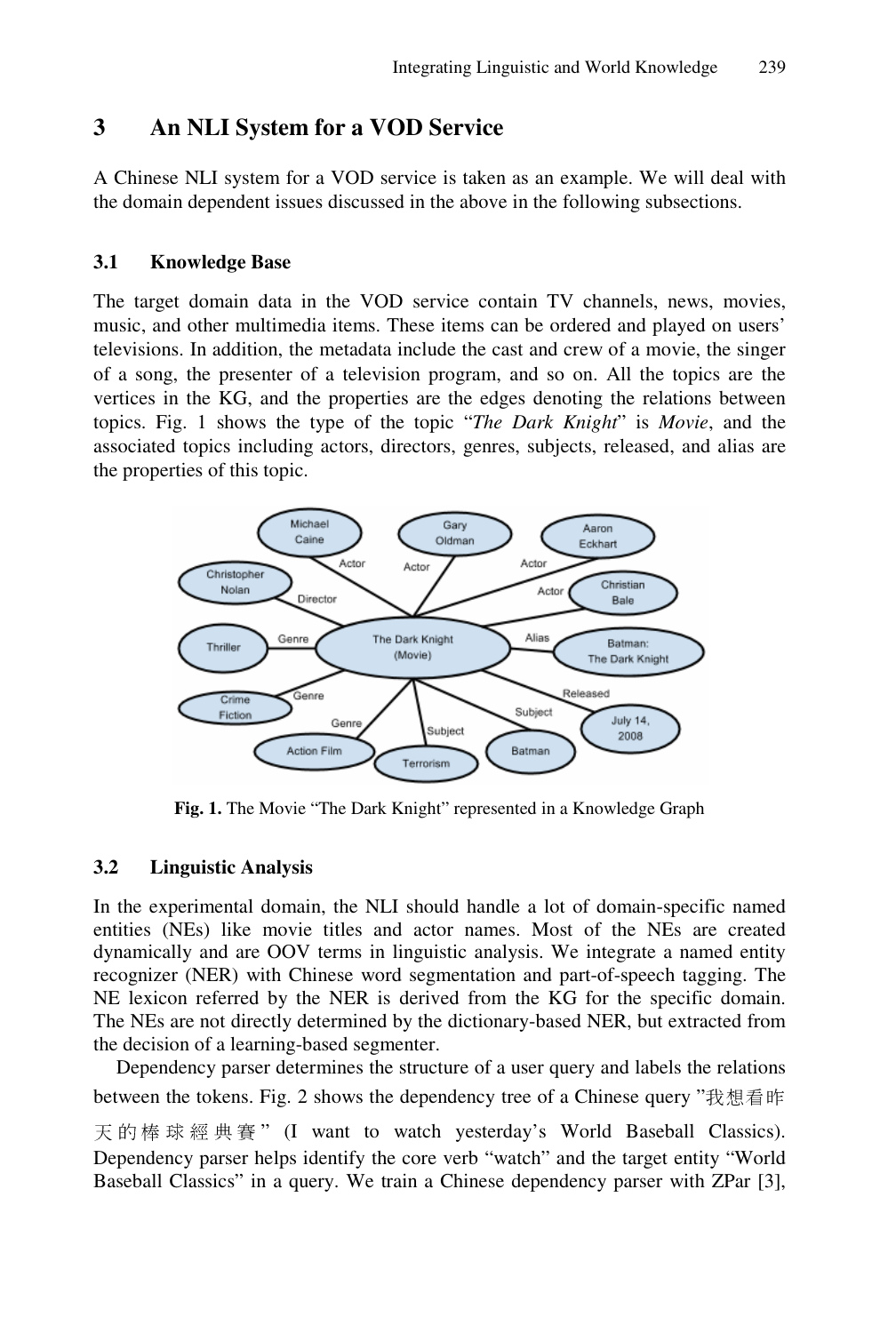## 3 An NLI System for a VOD Service

A Chinese NLI system for a VOD service is taken as an example. We will deal with the domain dependent issues discussed in the above in the following subsections.

### 3.1 Knowledge Base

The target domain data in the VOD service contain TV channels, news, movies, music, and other multimedia items. These items can be ordered and played on users' televisions. In addition, the metadata include the cast and crew of a movie, the singer of a song, the presenter of a television program, and so on. All the topics are the vertices in the KG, and the properties are the edges denoting the relations between topics. Fig. 1 shows the type of the topic "*The Dark Knight*" is *Movie*, and the associated topics including actors, directors, genres, subjects, released, and alias are the properties of this topic.

**Fig. 1.** The Movie "The Dark Knight" represented in a Knowledge Graph

### 3.2 Linguistic Analysis

In the experimental domain, the NLI should handle a lot of domain-specific named entities (NEs) like movie titles and actor names. Most of the NEs are created dynamically and are OOV terms in linguistic analysis. We integrate a named entity recognizer (NER) with Chinese word segmentation and part-of-speech tagging. The NE lexicon referred by the NER is derived from the KG for the specific domain. The NEs are not directly determined by the dictionary-based NER, but extracted from the decision of a learning-based segmenter.

Dependency parser determines the structure of a user query and labels the relations between the tokens. Fig. 2 shows the dependency tree of a Chinese query "我想看昨天的棒球經典賽" (I want to watch yesterday's World Baseball Classics). Dependency parser helps identify the core verb "watch" and the target entity "World Baseball Classics" in a query. We train a Chinese dependency parser with ZPar [3],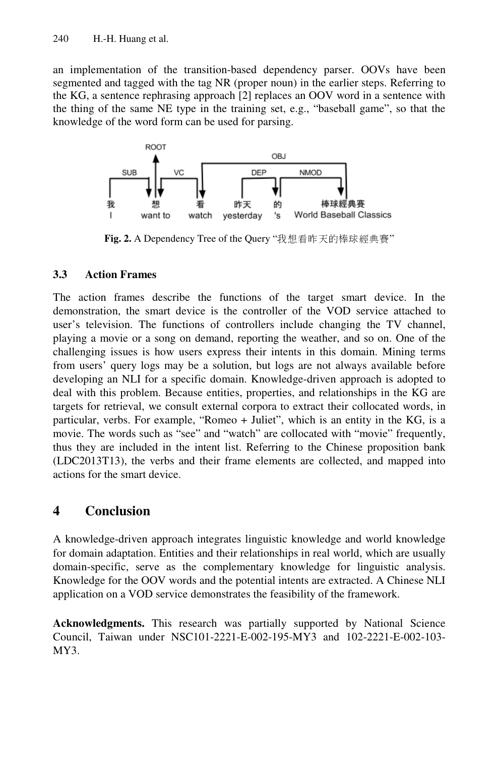an implementation of the transition-based dependency parser. OOVs have been segmented and tagged with the tag NR (proper noun) in the earlier steps. Referring to the KG, a sentence rephrasing approach [2] replaces an OOV word in a sentence with the thing of the same NE type in the training set, e.g., "baseball game", so that the knowledge of the word form can be used for parsing.

ROOT
OBJ
SUB VC DEP NMOD
我 想 看 昨天 的 棒球經典賽
I want to watch yesterday 's World Baseball Classics

**Fig. 2.** A Dependency Tree of the Query "我想看昨天的棒球經典賽"

### 3.3 Action Frames

The action frames describe the functions of the target smart device. In the demonstration, the smart device is the controller of the VOD service attached to user's television. The functions of controllers include changing the TV channel, playing a movie or a song on demand, reporting the weather, and so on. One of the challenging issues is how users express their intents in this domain. Mining terms from users' query logs may be a solution, but logs are not always available before developing an NLI for a specific domain. Knowledge-driven approach is adopted to deal with this problem. Because entities, properties, and relationships in the KG are targets for retrieval, we consult external corpora to extract their collocated words, in particular, verbs. For example, "Romeo + Juliet", which is an entity in the KG, is a movie. The words such as "see" and "watch" are collocated with "movie" frequently, thus they are included in the intent list. Referring to the Chinese proposition bank (LDC2013T13), the verbs and their frame elements are collected, and mapped into actions for the smart device.

## 4 Conclusion

A knowledge-driven approach integrates linguistic knowledge and world knowledge for domain adaptation. Entities and their relationships in real world, which are usually domain-specific, serve as the complementary knowledge for linguistic analysis. Knowledge for the OOV words and the potential intents are extracted. A Chinese NLI application on a VOD service demonstrates the feasibility of the framework.

**Acknowledgments.** This research was partially supported by National Science Council, Taiwan under NSC101-2221-E-002-195-MY3 and 102-2221-E-002-103-MY3.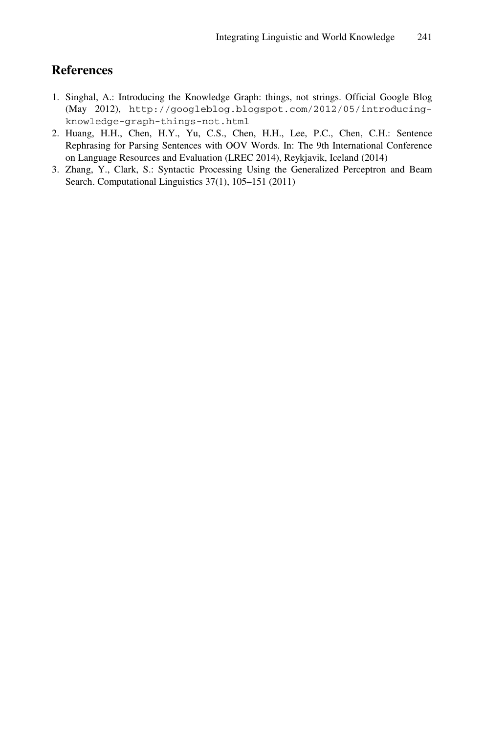## References

1. Singhal, A.: Introducing the Knowledge Graph: things, not strings. Official Google Blog (May 2012), http://googleblog.blogspot.com/2012/05/introducing-knowledge-graph-things-not.html
2. Huang, H.H., Chen, H.Y., Yu, C.S., Chen, H.H., Lee, P.C., Chen, C.H.: Sentence Rephrasing for Parsing Sentences with OOV Words. In: The 9th International Conference on Language Resources and Evaluation (LREC 2014), Reykjavik, Iceland (2014)
3. Zhang, Y., Clark, S.: Syntactic Processing Using the Generalized Perceptron and Beam Search. Computational Linguistics 37(1), 105–151 (2011)